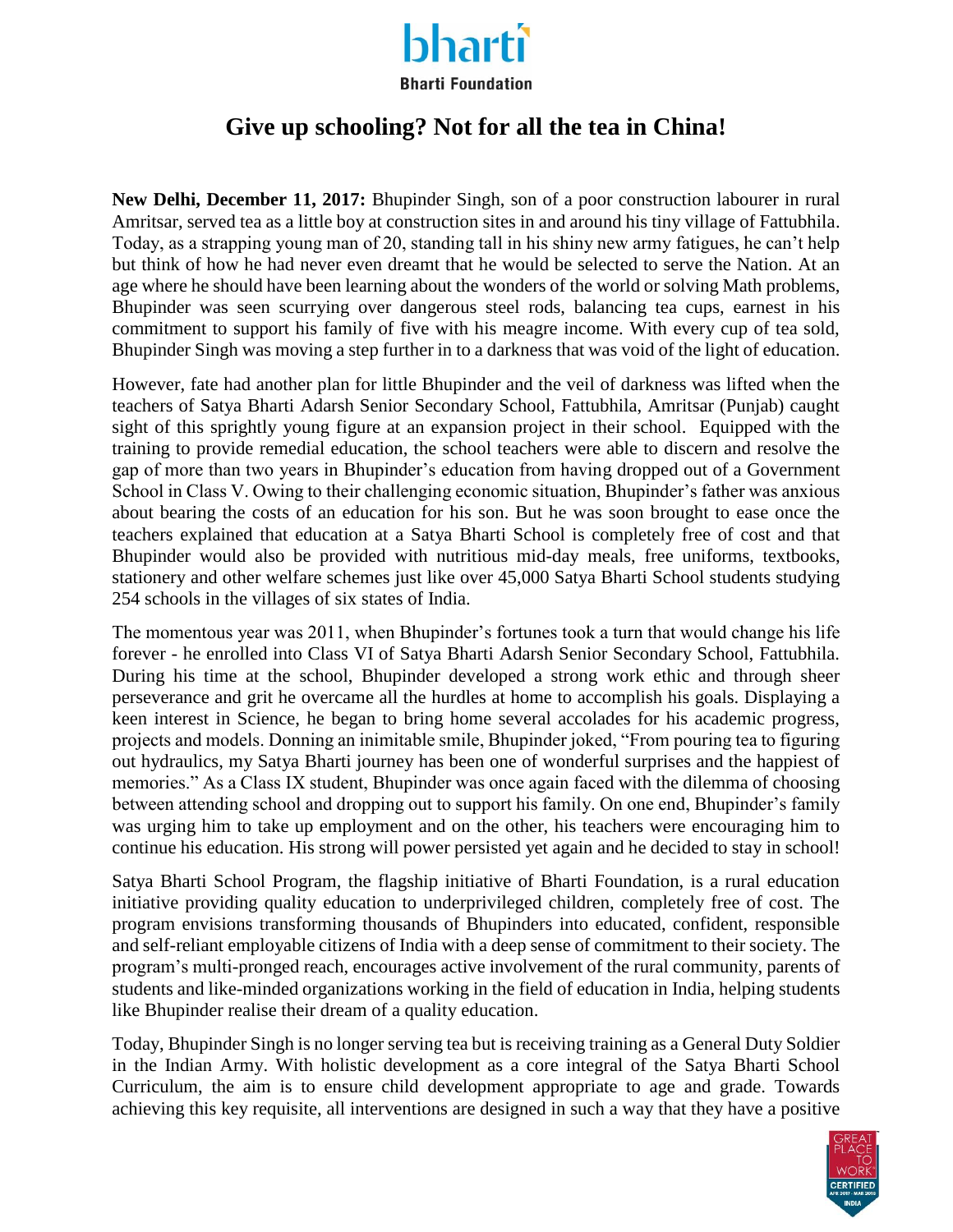bharti

Bharti Foundation

# Give up schooling? Not for all the tea in China!

**New Delhi, December 11, 2017:** Bhupinder Singh, son of a poor construction labourer in rural Amritsar, served tea as a little boy at construction sites in and around his tiny village of Fattubhila. Today, as a strapping young man of 20, standing tall in his shiny new army fatigues, he can't help but think of how he had never even dreamt that he would be selected to serve the Nation. At an age where he should have been learning about the wonders of the world or solving Math problems, Bhupinder was seen scurrying over dangerous steel rods, balancing tea cups, earnest in his commitment to support his family of five with his meagre income. With every cup of tea sold, Bhupinder Singh was moving a step further in to a darkness that was void of the light of education.

However, fate had another plan for little Bhupinder and the veil of darkness was lifted when the teachers of Satya Bharti Adarsh Senior Secondary School, Fattubhila, Amritsar (Punjab) caught sight of this sprightly young figure at an expansion project in their school. Equipped with the training to provide remedial education, the school teachers were able to discern and resolve the gap of more than two years in Bhupinder's education from having dropped out of a Government School in Class V. Owing to their challenging economic situation, Bhupinder's father was anxious about bearing the costs of an education for his son. But he was soon brought to ease once the teachers explained that education at a Satya Bharti School is completely free of cost and that Bhupinder would also be provided with nutritious mid-day meals, free uniforms, textbooks, stationery and other welfare schemes just like over 45,000 Satya Bharti School students studying 254 schools in the villages of six states of India.

The momentous year was 2011, when Bhupinder's fortunes took a turn that would change his life forever - he enrolled into Class VI of Satya Bharti Adarsh Senior Secondary School, Fattubhila. During his time at the school, Bhupinder developed a strong work ethic and through sheer perseverance and grit he overcame all the hurdles at home to accomplish his goals. Displaying a keen interest in Science, he began to bring home several accolades for his academic progress, projects and models. Donning an inimitable smile, Bhupinder joked, "From pouring tea to figuring out hydraulics, my Satya Bharti journey has been one of wonderful surprises and the happiest of memories." As a Class IX student, Bhupinder was once again faced with the dilemma of choosing between attending school and dropping out to support his family. On one end, Bhupinder's family was urging him to take up employment and on the other, his teachers were encouraging him to continue his education. His strong will power persisted yet again and he decided to stay in school!

Satya Bharti School Program, the flagship initiative of Bharti Foundation, is a rural education initiative providing quality education to underprivileged children, completely free of cost. The program envisions transforming thousands of Bhupinders into educated, confident, responsible and self-reliant employable citizens of India with a deep sense of commitment to their society. The program's multi-pronged reach, encourages active involvement of the rural community, parents of students and like-minded organizations working in the field of education in India, helping students like Bhupinder realise their dream of a quality education.

Today, Bhupinder Singh is no longer serving tea but is receiving training as a General Duty Soldier in the Indian Army. With holistic development as a core integral of the Satya Bharti School Curriculum, the aim is to ensure child development appropriate to age and grade. Towards achieving this key requisite, all interventions are designed in such a way that they have a positive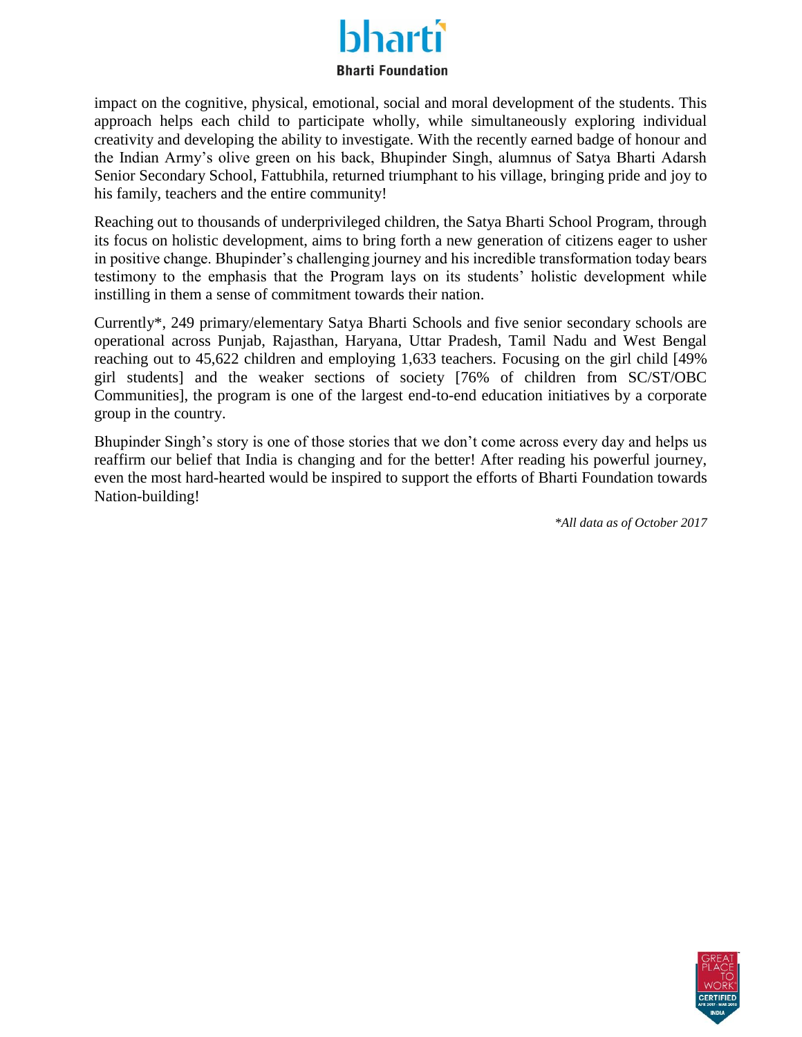impact on the cognitive, physical, emotional, social and moral development of the students. This approach helps each child to participate wholly, while simultaneously exploring individual creativity and developing the ability to investigate. With the recently earned badge of honour and the Indian Army's olive green on his back, Bhupinder Singh, alumnus of Satya Bharti Adarsh Senior Secondary School, Fattubhila, returned triumphant to his village, bringing pride and joy to his family, teachers and the entire community!

Reaching out to thousands of underprivileged children, the Satya Bharti School Program, through its focus on holistic development, aims to bring forth a new generation of citizens eager to usher in positive change. Bhupinder's challenging journey and his incredible transformation today bears testimony to the emphasis that the Program lays on its students' holistic development while instilling in them a sense of commitment towards their nation.

Currently*, 249 primary/elementary Satya Bharti Schools and five senior secondary schools are operational across Punjab, Rajasthan, Haryana, Uttar Pradesh, Tamil Nadu and West Bengal reaching out to 45,622 children and employing 1,633 teachers. Focusing on the girl child [49% girl students] and the weaker sections of society [76% of children from SC/ST/OBC Communities], the program is one of the largest end-to-end education initiatives by a corporate group in the country.

Bhupinder Singh's story is one of those stories that we don't come across every day and helps us reaffirm our belief that India is changing and for the better! After reading his powerful journey, even the most hard-hearted would be inspired to support the efforts of Bharti Foundation towards Nation-building!

*\*All data as of October 2017*